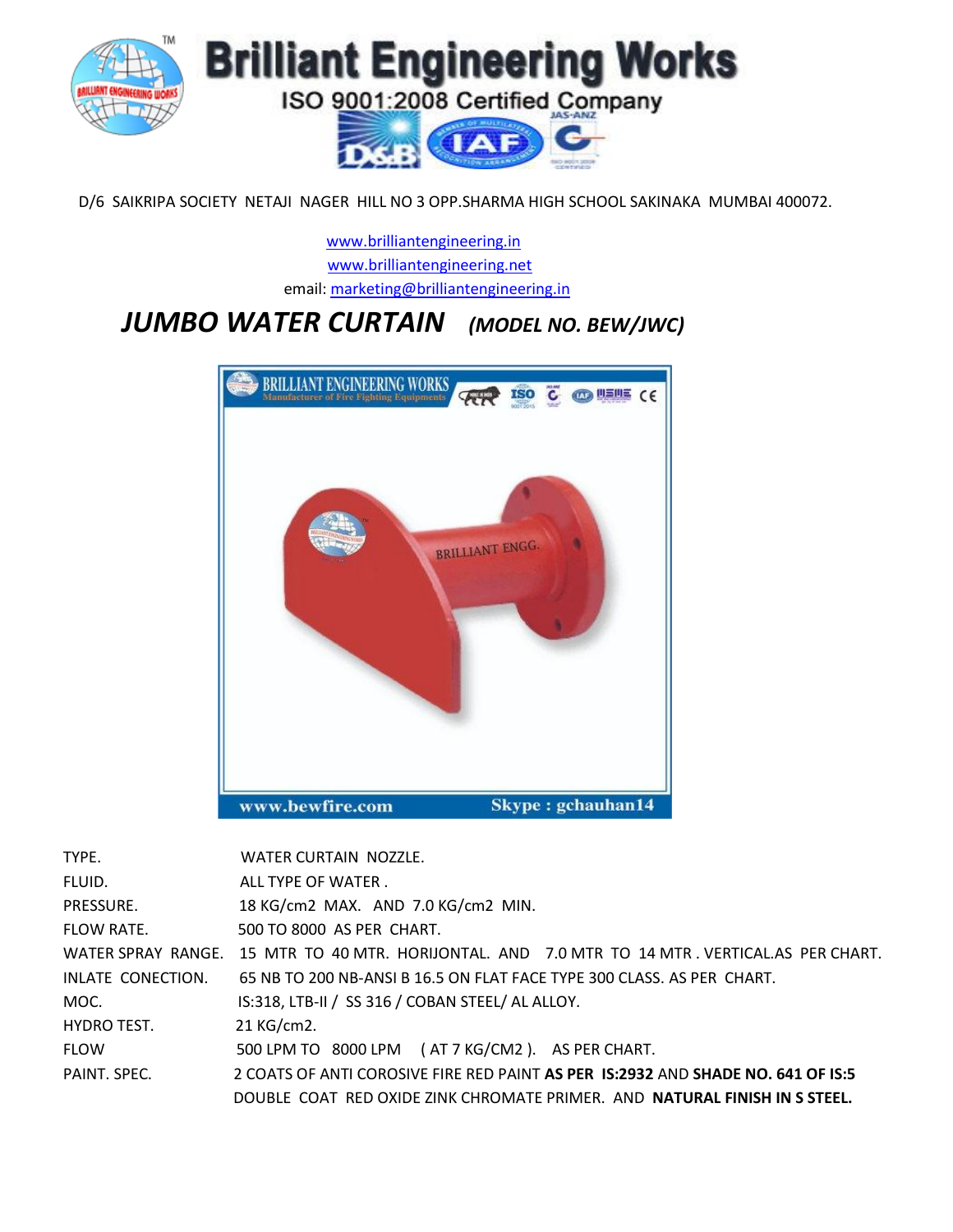# Brilliant Engineering Works

ISO 9001:2008 Certified Company

D/6 SAIKRIPA SOCIETY NETAJI NAGER HILL NO 3 OPP.SHARMA HIGH SCHOOL SAKINAKA MUMBAI 400072.

www.brilliantengineering.in
www.brilliantengineering.net
email: marketing@brilliantengineering.in

## *JUMBO WATER CURTAIN* *(MODEL NO. BEW/JWC)*

| | |
|---|---|
| TYPE. | WATER CURTAIN NOZZLE. |
| FLUID. | ALL TYPE OF WATER . |
| PRESSURE. | 18 KG/cm2 MAX. AND 7.0 KG/cm2 MIN. |
| FLOW RATE. | 500 TO 8000 AS PER CHART. |
| WATER SPRAY RANGE. | 15 MTR TO 40 MTR. HORIJONTAL. AND 7.0 MTR TO 14 MTR . VERTICAL.AS PER CHART. |
| INLATE CONECTION. | 65 NB TO 200 NB-ANSI B 16.5 ON FLAT FACE TYPE 300 CLASS. AS PER CHART. |
| MOC. | IS:318, LTB-II / SS 316 / COBAN STEEL/ AL ALLOY. |
| HYDRO TEST. | 21 KG/cm2. |
| FLOW | 500 LPM TO 8000 LPM ( AT 7 KG/CM2 ). AS PER CHART. |
| PAINT. SPEC. | 2 COATS OF ANTI COROSIVE FIRE RED PAINT **AS PER IS:2932** AND **SHADE NO. 641 OF IS:5** DOUBLE COAT RED OXIDE ZINK CHROMATE PRIMER. AND **NATURAL FINISH IN S STEEL.** |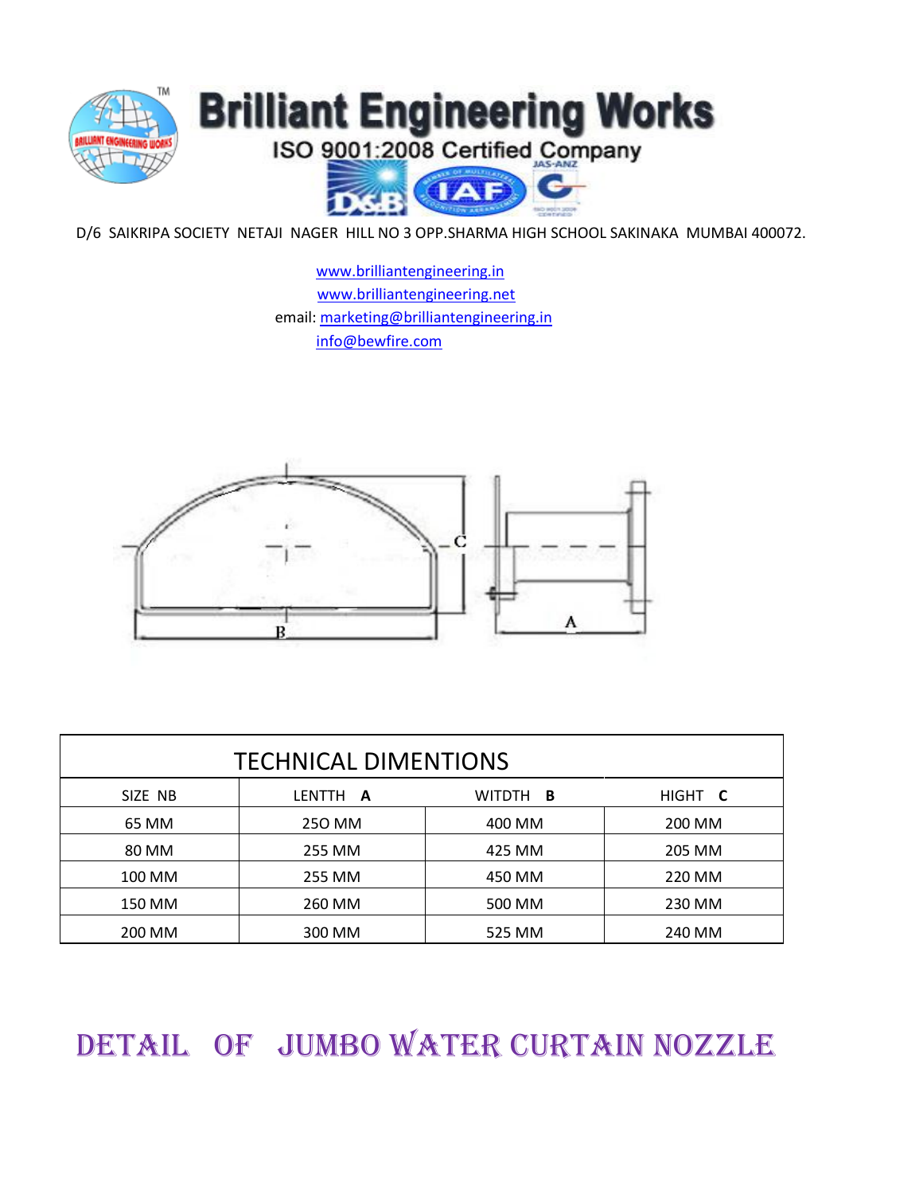# Brilliant Engineering Works

ISO 9001:2008 Certified Company

D/6 SAIKRIPA SOCIETY NETAJI NAGER HILL NO 3 OPP.SHARMA HIGH SCHOOL SAKINAKA MUMBAI 400072.

www.brilliantengineering.in
www.brilliantengineering.net
email: marketing@brilliantengineering.in
info@bewfire.com

| TECHNICAL DIMENTIONS | | | |
|---|---|---|---|
| SIZE NB | LENTTH **A** | WITDTH **B** | HIGHT **C** |
| 65 MM | 250 MM | 400 MM | 200 MM |
| 80 MM | 255 MM | 425 MM | 205 MM |
| 100 MM | 255 MM | 450 MM | 220 MM |
| 150 MM | 260 MM | 500 MM | 230 MM |
| 200 MM | 300 MM | 525 MM | 240 MM |

## DETAIL OF JUMBO WATER CURTAIN NOZZLE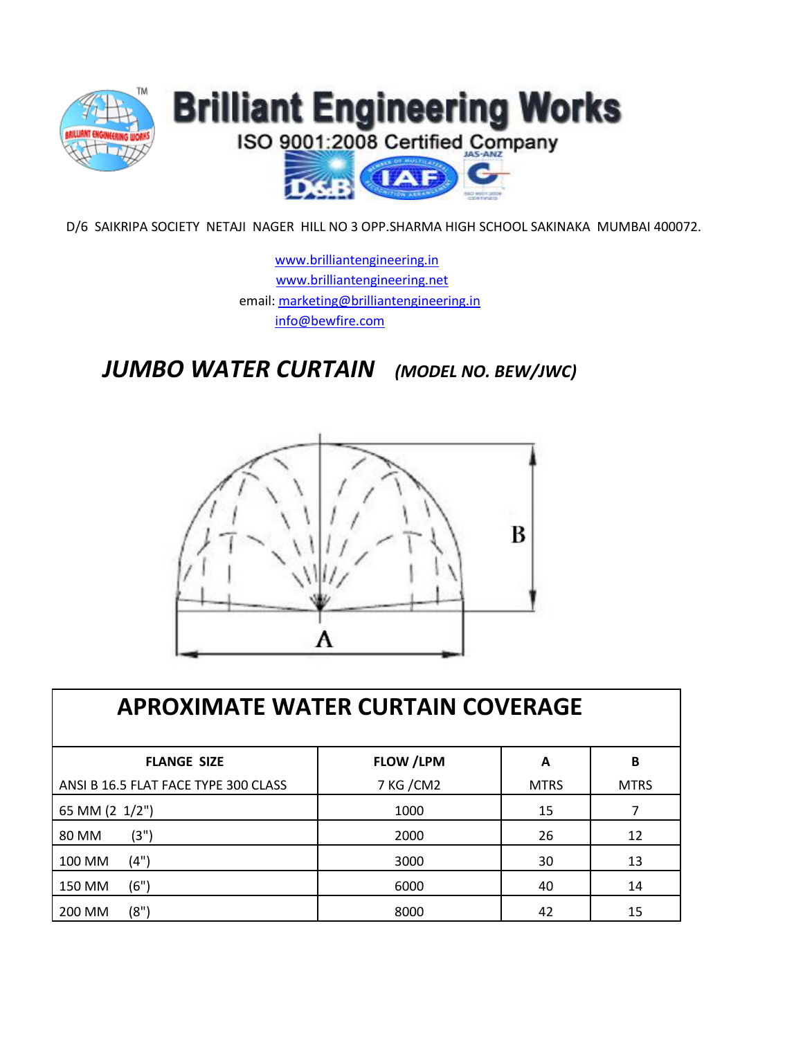# Brilliant Engineering Works

ISO 9001:2008 Certified Company

D/6 SAIKRIPA SOCIETY NETAJI NAGER HILL NO 3 OPP.SHARMA HIGH SCHOOL SAKINAKA MUMBAI 400072.

www.brilliantengineering.in
www.brilliantengineering.net
email: marketing@brilliantengineering.in
info@bewfire.com

## *JUMBO WATER CURTAIN* *(MODEL NO. BEW/JWC)*

B

A

## APROXIMATE WATER CURTAIN COVERAGE

| FLANGE SIZE<br>ANSI B 16.5 FLAT FACE TYPE 300 CLASS | FLOW /LPM<br>7 KG /CM2 | A<br>MTRS | B<br>MTRS |
|---|---|---|---|
| 65 MM (2 1/2") | 1000 | 15 | 7 |
| 80 MM (3") | 2000 | 26 | 12 |
| 100 MM (4") | 3000 | 30 | 13 |
| 150 MM (6") | 6000 | 40 | 14 |
| 200 MM (8") | 8000 | 42 | 15 |